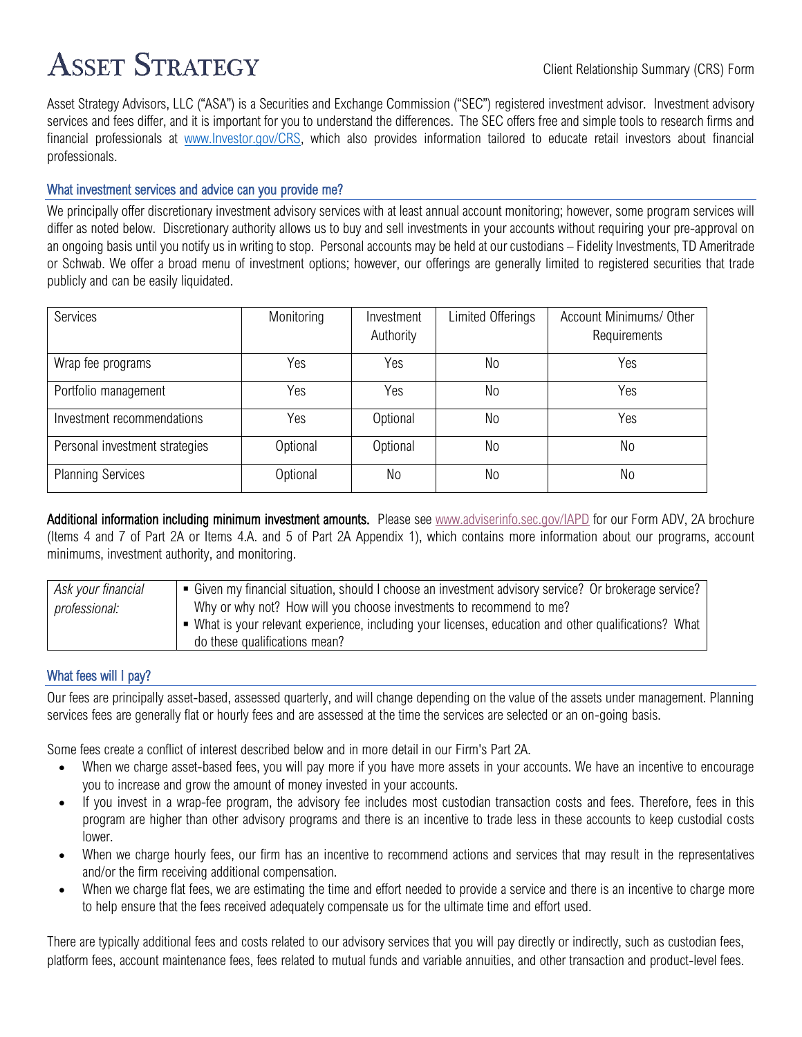# ASSET STRATEGY

Client Relationship Summary (CRS) Form

Asset Strategy Advisors, LLC ("ASA") is a Securities and Exchange Commission ("SEC") registered investment advisor. Investment advisory services and fees differ, and it is important for you to understand the differences. The SEC offers free and simple tools to research firms and financial professionals at www.Investor.gov/CRS, which also provides information tailored to educate retail investors about financial professionals.

## What investment services and advice can you provide me?

We principally offer discretionary investment advisory services with at least annual account monitoring; however, some program services will differ as noted below. Discretionary authority allows us to buy and sell investments in your accounts without requiring your pre-approval on an ongoing basis until you notify us in writing to stop. Personal accounts may be held at our custodians – Fidelity Investments, TD Ameritrade or Schwab. We offer a broad menu of investment options; however, our offerings are generally limited to registered securities that trade publicly and can be easily liquidated.

| Services | Monitoring | Investment Authority | Limited Offerings | Account Minimums/ Other Requirements |
|---|---|---|---|---|
| Wrap fee programs | Yes | Yes | No | Yes |
| Portfolio management | Yes | Yes | No | Yes |
| Investment recommendations | Yes | Optional | No | Yes |
| Personal investment strategies | Optional | Optional | No | No |
| Planning Services | Optional | No | No | No |

**Additional information including minimum investment amounts.** Please see www.adviserinfo.sec.gov/IAPD for our Form ADV, 2A brochure (Items 4 and 7 of Part 2A or Items 4.A. and 5 of Part 2A Appendix 1), which contains more information about our programs, account minimums, investment authority, and monitoring.

| *Ask your financial professional:* | ▪ Given my financial situation, should I choose an investment advisory service? Or brokerage service? Why or why not? How will you choose investments to recommend to me? ▪ What is your relevant experience, including your licenses, education and other qualifications? What do these qualifications mean? |
|---|---|

## What fees will I pay?

Our fees are principally asset-based, assessed quarterly, and will change depending on the value of the assets under management. Planning services fees are generally flat or hourly fees and are assessed at the time the services are selected or an on-going basis.

Some fees create a conflict of interest described below and in more detail in our Firm's Part 2A.

- When we charge asset-based fees, you will pay more if you have more assets in your accounts. We have an incentive to encourage you to increase and grow the amount of money invested in your accounts.
- If you invest in a wrap-fee program, the advisory fee includes most custodian transaction costs and fees. Therefore, fees in this program are higher than other advisory programs and there is an incentive to trade less in these accounts to keep custodial costs lower.
- When we charge hourly fees, our firm has an incentive to recommend actions and services that may result in the representatives and/or the firm receiving additional compensation.
- When we charge flat fees, we are estimating the time and effort needed to provide a service and there is an incentive to charge more to help ensure that the fees received adequately compensate us for the ultimate time and effort used.

There are typically additional fees and costs related to our advisory services that you will pay directly or indirectly, such as custodian fees, platform fees, account maintenance fees, fees related to mutual funds and variable annuities, and other transaction and product-level fees.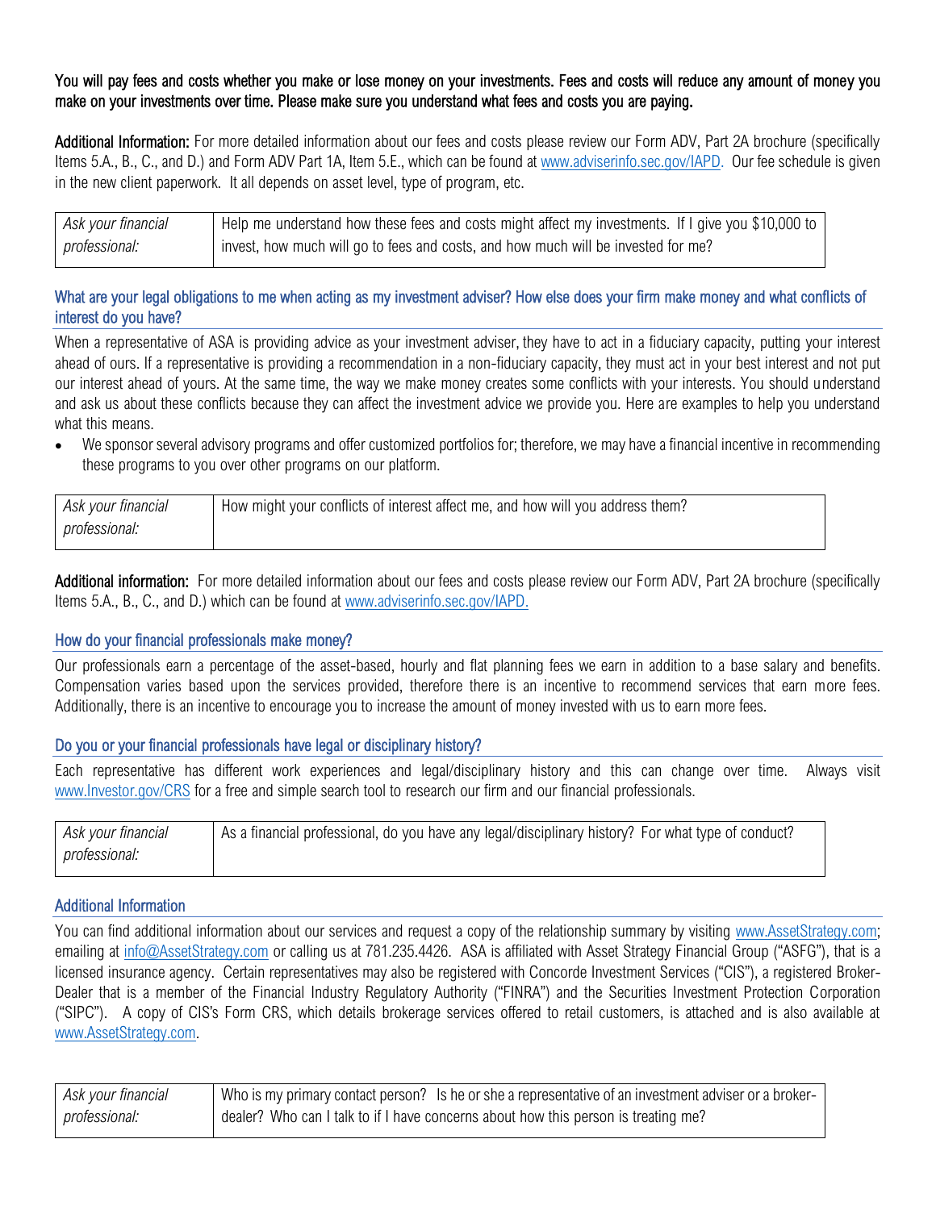**You will pay fees and costs whether you make or lose money on your investments. Fees and costs will reduce any amount of money you make on your investments over time. Please make sure you understand what fees and costs you are paying.**

**Additional Information:** For more detailed information about our fees and costs please review our Form ADV, Part 2A brochure (specifically Items 5.A., B., C., and D.) and Form ADV Part 1A, Item 5.E., which can be found at www.adviserinfo.sec.gov/IAPD. Our fee schedule is given in the new client paperwork. It all depends on asset level, type of program, etc.

| | |
|---|---|
| *Ask your financial professional:* | Help me understand how these fees and costs might affect my investments. If I give you $10,000 to invest, how much will go to fees and costs, and how much will be invested for me? |

## What are your legal obligations to me when acting as my investment adviser? How else does your firm make money and what conflicts of interest do you have?

When a representative of ASA is providing advice as your investment adviser, they have to act in a fiduciary capacity, putting your interest ahead of ours. If a representative is providing a recommendation in a non-fiduciary capacity, they must act in your best interest and not put our interest ahead of yours. At the same time, the way we make money creates some conflicts with your interests. You should understand and ask us about these conflicts because they can affect the investment advice we provide you. Here are examples to help you understand what this means.

- We sponsor several advisory programs and offer customized portfolios for; therefore, we may have a financial incentive in recommending these programs to you over other programs on our platform.

| | |
|---|---|
| *Ask your financial professional:* | How might your conflicts of interest affect me, and how will you address them? |

**Additional information:** For more detailed information about our fees and costs please review our Form ADV, Part 2A brochure (specifically Items 5.A., B., C., and D.) which can be found at www.adviserinfo.sec.gov/IAPD.

## How do your financial professionals make money?

Our professionals earn a percentage of the asset-based, hourly and flat planning fees we earn in addition to a base salary and benefits. Compensation varies based upon the services provided, therefore there is an incentive to recommend services that earn more fees. Additionally, there is an incentive to encourage you to increase the amount of money invested with us to earn more fees.

## Do you or your financial professionals have legal or disciplinary history?

Each representative has different work experiences and legal/disciplinary history and this can change over time. Always visit www.Investor.gov/CRS for a free and simple search tool to research our firm and our financial professionals.

| | |
|---|---|
| *Ask your financial professional:* | As a financial professional, do you have any legal/disciplinary history? For what type of conduct? |

## Additional Information

You can find additional information about our services and request a copy of the relationship summary by visiting www.AssetStrategy.com; emailing at info@AssetStrategy.com or calling us at 781.235.4426. ASA is affiliated with Asset Strategy Financial Group ("ASFG"), that is a licensed insurance agency. Certain representatives may also be registered with Concorde Investment Services ("CIS"), a registered Broker-Dealer that is a member of the Financial Industry Regulatory Authority ("FINRA") and the Securities Investment Protection Corporation ("SIPC"). A copy of CIS's Form CRS, which details brokerage services offered to retail customers, is attached and is also available at www.AssetStrategy.com.

| | |
|---|---|
| *Ask your financial professional:* | Who is my primary contact person? Is he or she a representative of an investment adviser or a broker-dealer? Who can I talk to if I have concerns about how this person is treating me? |